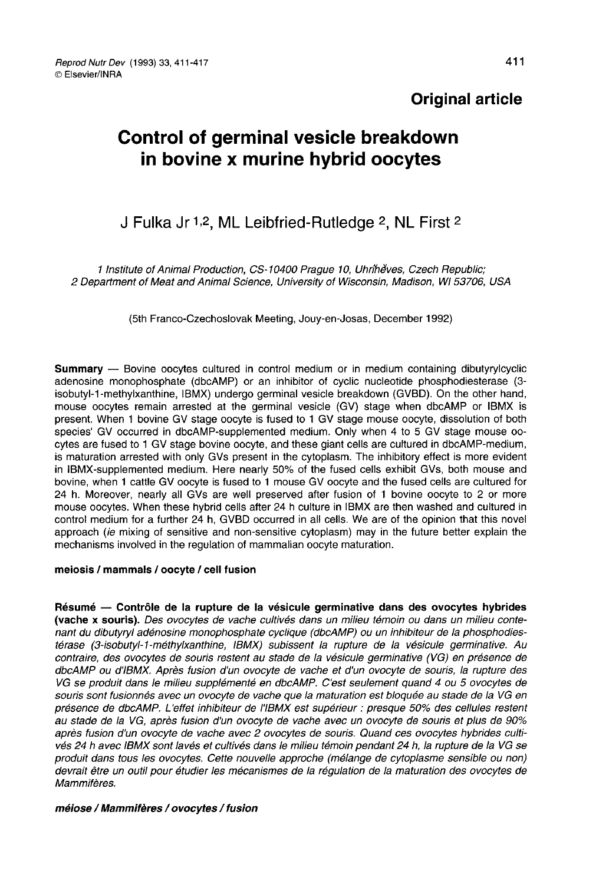**Original article**

# Control of germinal vesicle breakdown in bovine x murine hybrid oocytes

J Fulka Jr [1,2], ML Leibfried-Rutledge [2], NL First [2]

[1] Institute of Animal Production, CS-10400 Prague 10, Uhříněves, Czech Republic;
[2] Department of Meat and Animal Science, University of Wisconsin, Madison, WI 53706, USA

(5th Franco-Czechoslovak Meeting, Jouy-en-Josas, December 1992)

**Summary** — Bovine oocytes cultured in control medium or in medium containing dibutyrylcyclic adenosine monophosphate (dbcAMP) or an inhibitor of cyclic nucleotide phosphodiesterase (3-isobutyl-1-methylxanthine, IBMX) undergo germinal vesicle breakdown (GVBD). On the other hand, mouse oocytes remain arrested at the germinal vesicle (GV) stage when dbcAMP or IBMX is present. When 1 bovine GV stage oocyte is fused to 1 GV stage mouse oocyte, dissolution of both species' GV occurred in dbcAMP-supplemented medium. Only when 4 to 5 GV stage mouse oocytes are fused to 1 GV stage bovine oocyte, and these giant cells are cultured in dbcAMP-medium, is maturation arrested with only GVs present in the cytoplasm. The inhibitory effect is more evident in IBMX-supplemented medium. Here nearly 50% of the fused cells exhibit GVs, both mouse and bovine, when 1 cattle GV oocyte is fused to 1 mouse GV oocyte and the fused cells are cultured for 24 h. Moreover, nearly all GVs are well preserved after fusion of 1 bovine oocyte to 2 or more mouse oocytes. When these hybrid cells after 24 h culture in IBMX are then washed and cultured in control medium for a further 24 h, GVBD occurred in all cells. We are of the opinion that this novel approach (*ie* mixing of sensitive and non-sensitive cytoplasm) may in the future better explain the mechanisms involved in the regulation of mammalian oocyte maturation.

**meiosis / mammals / oocyte / cell fusion**

**Résumé — Contrôle de la rupture de la vésicule germinative dans des ovocytes hybrides (vache x souris).** *Des ovocytes de vache cultivés dans un milieu témoin ou dans un milieu contenant du dibutyryl adénosine monophosphate cyclique (dbcAMP) ou un inhibiteur de la phosphodiestérase (3-isobutyl-1-méthylxanthine, IBMX) subissent la rupture de la vésicule germinative. Au contraire, des ovocytes de souris restent au stade de la vésicule germinative (VG) en présence de dbcAMP ou d'IBMX. Après fusion d'un ovocyte de vache et d'un ovocyte de souris, la rupture des VG se produit dans le milieu supplémenté en dbcAMP. C'est seulement quand 4 ou 5 ovocytes de souris sont fusionnés avec un ovocyte de vache que la maturation est bloquée au stade de la VG en présence de dbcAMP. L'effet inhibiteur de l'IBMX est supérieur : presque 50% des cellules restent au stade de la VG, après fusion d'un ovocyte de vache avec un ovocyte de souris et plus de 90% après fusion d'un ovocyte de vache avec 2 ovocytes de souris. Quand ces ovocytes hybrides cultivés 24 h avec IBMX sont lavés et cultivés dans le milieu témoin pendant 24 h, la rupture de la VG se produit dans tous les ovocytes. Cette nouvelle approche (mélange de cytoplasme sensible ou non) devrait être un outil pour étudier les mécanismes de la régulation de la maturation des ovocytes de Mammifères.*

***méiose / Mammifères / ovocytes / fusion***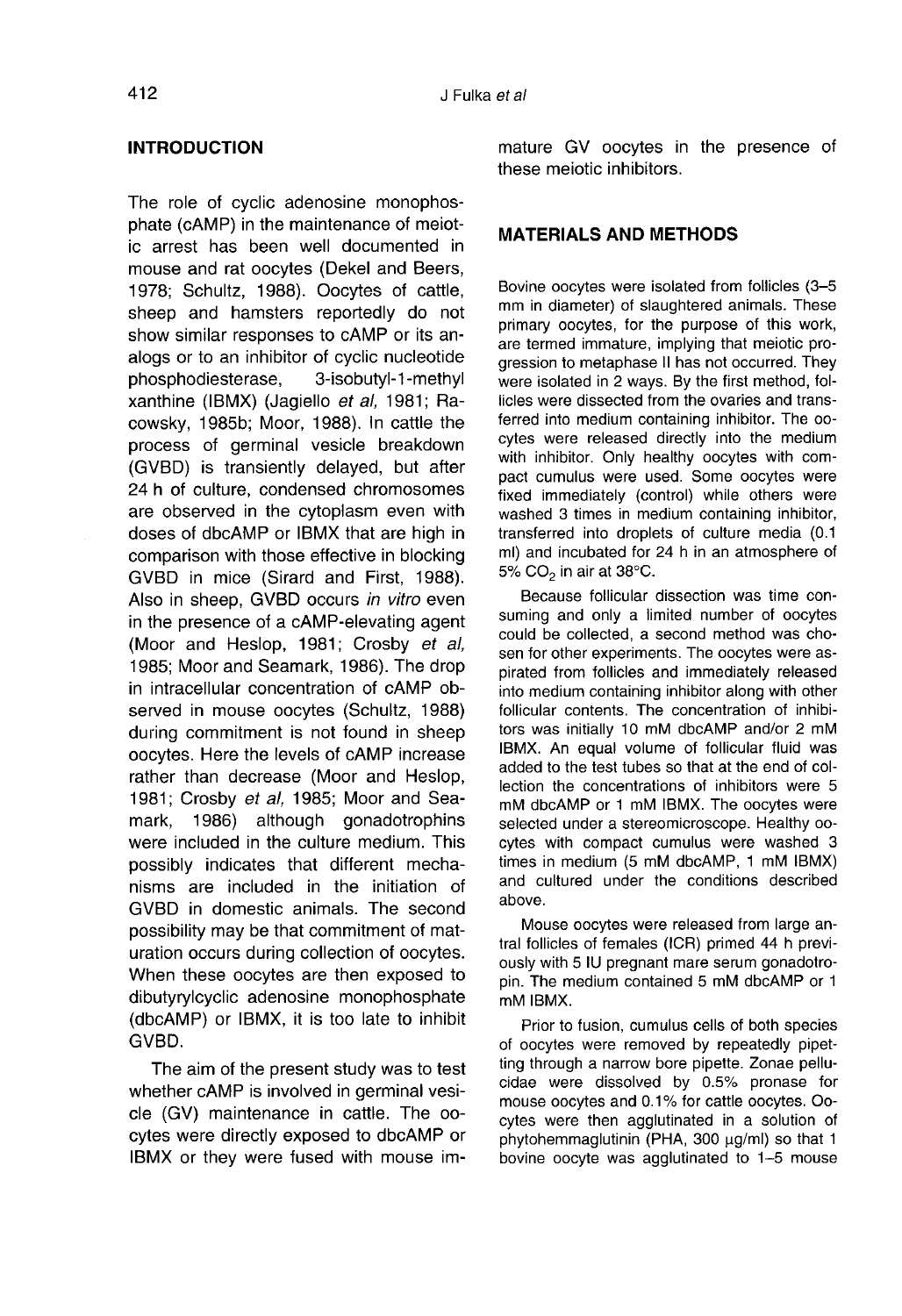## INTRODUCTION

The role of cyclic adenosine monophosphate (cAMP) in the maintenance of meiotic arrest has been well documented in mouse and rat oocytes (Dekel and Beers, 1978; Schultz, 1988). Oocytes of cattle, sheep and hamsters reportedly do not show similar responses to cAMP or its analogs or to an inhibitor of cyclic nucleotide phosphodiesterase, 3-isobutyl-1-methyl xanthine (IBMX) (Jagiello *et al*, 1981; Racowsky, 1985b; Moor, 1988). In cattle the process of germinal vesicle breakdown (GVBD) is transiently delayed, but after 24 h of culture, condensed chromosomes are observed in the cytoplasm even with doses of dbcAMP or IBMX that are high in comparison with those effective in blocking GVBD in mice (Sirard and First, 1988). Also in sheep, GVBD occurs *in vitro* even in the presence of a cAMP-elevating agent (Moor and Heslop, 1981; Crosby *et al*, 1985; Moor and Seamark, 1986). The drop in intracellular concentration of cAMP observed in mouse oocytes (Schultz, 1988) during commitment is not found in sheep oocytes. Here the levels of cAMP increase rather than decrease (Moor and Heslop, 1981; Crosby *et al*, 1985; Moor and Seamark, 1986) although gonadotrophins were included in the culture medium. This possibly indicates that different mechanisms are included in the initiation of GVBD in domestic animals. The second possibility may be that commitment of maturation occurs during collection of oocytes. When these oocytes are then exposed to dibutyrylcyclic adenosine monophosphate (dbcAMP) or IBMX, it is too late to inhibit GVBD.

The aim of the present study was to test whether cAMP is involved in germinal vesicle (GV) maintenance in cattle. The oocytes were directly exposed to dbcAMP or IBMX or they were fused with mouse immature GV oocytes in the presence of these meiotic inhibitors.

## MATERIALS AND METHODS

Bovine oocytes were isolated from follicles (3–5 mm in diameter) of slaughtered animals. These primary oocytes, for the purpose of this work, are termed immature, implying that meiotic progression to metaphase II has not occurred. They were isolated in 2 ways. By the first method, follicles were dissected from the ovaries and transferred into medium containing inhibitor. The oocytes were released directly into the medium with inhibitor. Only healthy oocytes with compact cumulus were used. Some oocytes were fixed immediately (control) while others were washed 3 times in medium containing inhibitor, transferred into droplets of culture media (0.1 ml) and incubated for 24 h in an atmosphere of 5% $CO_2$ in air at 38°C.

Because follicular dissection was time consuming and only a limited number of oocytes could be collected, a second method was chosen for other experiments. The oocytes were aspirated from follicles and immediately released into medium containing inhibitor along with other follicular contents. The concentration of inhibitors was initially 10 mM dbcAMP and/or 2 mM IBMX. An equal volume of follicular fluid was added to the test tubes so that at the end of collection the concentrations of inhibitors were 5 mM dbcAMP or 1 mM IBMX. The oocytes were selected under a stereomicroscope. Healthy oocytes with compact cumulus were washed 3 times in medium (5 mM dbcAMP, 1 mM IBMX) and cultured under the conditions described above.

Mouse oocytes were released from large antral follicles of females (ICR) primed 44 h previously with 5 IU pregnant mare serum gonadotropin. The medium contained 5 mM dbcAMP or 1 mM IBMX.

Prior to fusion, cumulus cells of both species of oocytes were removed by repeatedly pipetting through a narrow bore pipette. Zonae pellucidae were dissolved by 0.5% pronase for mouse oocytes and 0.1% for cattle oocytes. Oocytes were then agglutinated in a solution of phytohemmaglutinin (PHA, 300 μg/ml) so that 1 bovine oocyte was agglutinated to 1–5 mouse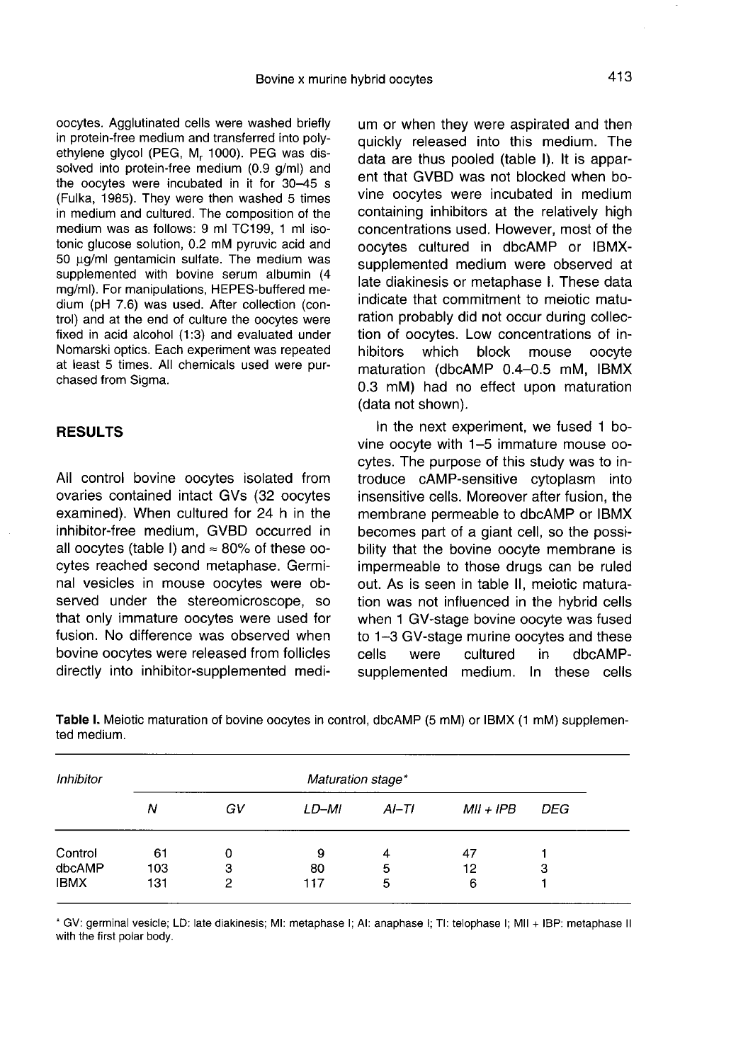oocytes. Agglutinated cells were washed briefly in protein-free medium and transferred into polyethylene glycol (PEG, $M_r$ 1000). PEG was dissolved into protein-free medium (0.9 g/ml) and the oocytes were incubated in it for 30–45 s (Fulka, 1985). They were then washed 5 times in medium and cultured. The composition of the medium was as follows: 9 ml TC199, 1 ml isotonic glucose solution, 0.2 mM pyruvic acid and 50 μg/ml gentamicin sulfate. The medium was supplemented with bovine serum albumin (4 mg/ml). For manipulations, HEPES-buffered medium (pH 7.6) was used. After collection (control) and at the end of culture the oocytes were fixed in acid alcohol (1:3) and evaluated under Nomarski optics. Each experiment was repeated at least 5 times. All chemicals used were purchased from Sigma.

## RESULTS

All control bovine oocytes isolated from ovaries contained intact GVs (32 oocytes examined). When cultured for 24 h in the inhibitor-free medium, GVBD occurred in all oocytes (table I) and ≈ 80% of these oocytes reached second metaphase. Germinal vesicles in mouse oocytes were observed under the stereomicroscope, so that only immature oocytes were used for fusion. No difference was observed when bovine oocytes were released from follicles directly into inhibitor-supplemented medium or when they were aspirated and then quickly released into this medium. The data are thus pooled (table I). It is apparent that GVBD was not blocked when bovine oocytes were incubated in medium containing inhibitors at the relatively high concentrations used. However, most of the oocytes cultured in dbcAMP or IBMX-supplemented medium were observed at late diakinesis or metaphase I. These data indicate that commitment to meiotic maturation probably did not occur during collection of oocytes. Low concentrations of inhibitors which block mouse oocyte maturation (dbcAMP 0.4–0.5 mM, IBMX 0.3 mM) had no effect upon maturation (data not shown).

In the next experiment, we fused 1 bovine oocyte with 1–5 immature mouse oocytes. The purpose of this study was to introduce cAMP-sensitive cytoplasm into insensitive cells. Moreover after fusion, the membrane permeable to dbcAMP or IBMX becomes part of a giant cell, so the possibility that the bovine oocyte membrane is impermeable to those drugs can be ruled out. As is seen in table II, meiotic maturation was not influenced in the hybrid cells when 1 GV-stage bovine oocyte was fused to 1–3 GV-stage murine oocytes and these cells were cultured in dbcAMP-supplemented medium. In these cells

**Table I.** Meiotic maturation of bovine oocytes in control, dbcAMP (5 mM) or IBMX (1 mM) supplemented medium.

| *Inhibitor* | *Maturation stage\** | | | | | |
|---|---|---|---|---|---|---|
| | *N* | *GV* | *LD–MI* | *AI–TI* | *MII + IPB* | *DEG* |
| Control | 61 | 0 | 9 | 4 | 47 | 1 |
| dbcAMP | 103 | 3 | 80 | 5 | 12 | 3 |
| IBMX | 131 | 2 | 117 | 5 | 6 | 1 |

\* GV: germinal vesicle; LD: late diakinesis; MI: metaphase I; AI: anaphase I; TI: telophase I; MII + IBP: metaphase II with the first polar body.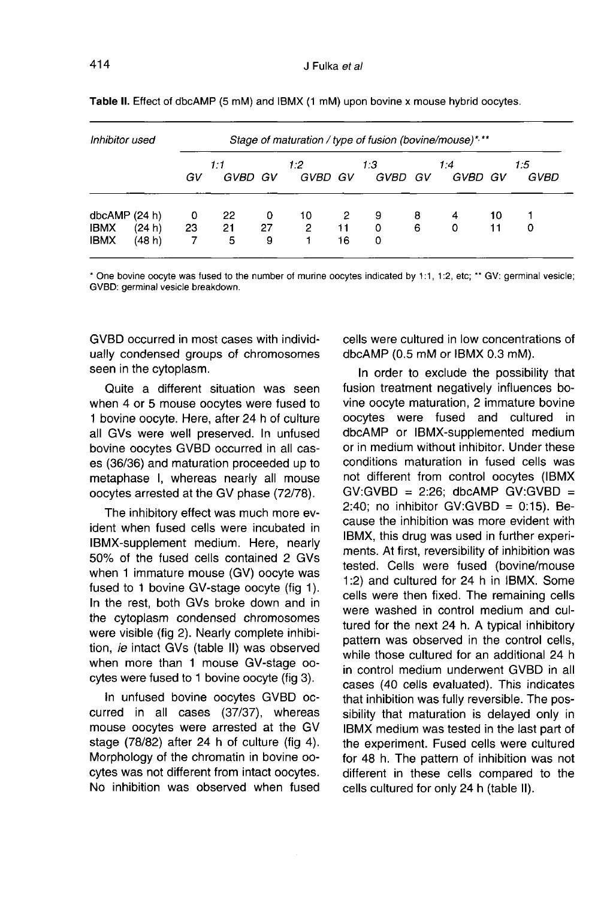**Table II.** Effect of dbcAMP (5 mM) and IBMX (1 mM) upon bovine x mouse hybrid oocytes.

| *Inhibitor used* | *Stage of maturation / type of fusion (bovine/mouse)*\*, \*\* | | | | | | | | | |
|---|---|---|---|---|---|---|---|---|---|---|
| | *1:1* | | *1:2* | | *1:3* | | *1:4* | | *1:5* | |
| | *GV* | *GVBD* | *GV* | *GVBD* | *GV* | *GVBD* | *GV* | *GVBD* | *GV* | *GVBD* |
| dbcAMP (24 h) | 0 | 22 | 0 | 10 | 2 | 9 | 8 | 4 | 10 | 1 |
| IBMX (24 h) | 23 | 21 | 27 | 2 | 11 | 0 | 6 | 0 | 11 | 0 |
| IBMX (48 h) | 7 | 5 | 9 | 1 | 16 | 0 | | | | |

\* One bovine oocyte was fused to the number of murine oocytes indicated by 1:1, 1:2, etc; \*\* GV: germinal vesicle; GVBD: germinal vesicle breakdown.

GVBD occurred in most cases with individually condensed groups of chromosomes seen in the cytoplasm.

Quite a different situation was seen when 4 or 5 mouse oocytes were fused to 1 bovine oocyte. Here, after 24 h of culture all GVs were well preserved. In unfused bovine oocytes GVBD occurred in all cases (36/36) and maturation proceeded up to metaphase I, whereas nearly all mouse oocytes arrested at the GV phase (72/78).

The inhibitory effect was much more evident when fused cells were incubated in IBMX-supplement medium. Here, nearly 50% of the fused cells contained 2 GVs when 1 immature mouse (GV) oocyte was fused to 1 bovine GV-stage oocyte (fig 1). In the rest, both GVs broke down and in the cytoplasm condensed chromosomes were visible (fig 2). Nearly complete inhibition, *ie* intact GVs (table II) was observed when more than 1 mouse GV-stage oocytes were fused to 1 bovine oocyte (fig 3).

In unfused bovine oocytes GVBD occurred in all cases (37/37), whereas mouse oocytes were arrested at the GV stage (78/82) after 24 h of culture (fig 4). Morphology of the chromatin in bovine oocytes was not different from intact oocytes. No inhibition was observed when fused cells were cultured in low concentrations of dbcAMP (0.5 mM or IBMX 0.3 mM).

In order to exclude the possibility that fusion treatment negatively influences bovine oocyte maturation, 2 immature bovine oocytes were fused and cultured in dbcAMP or IBMX-supplemented medium or in medium without inhibitor. Under these conditions maturation in fused cells was not different from control oocytes (IBMX GV:GVBD = 2:26; dbcAMP GV:GVBD = 2:40; no inhibitor GV:GVBD = 0:15). Because the inhibition was more evident with IBMX, this drug was used in further experiments. At first, reversibility of inhibition was tested. Cells were fused (bovine/mouse 1:2) and cultured for 24 h in IBMX. Some cells were then fixed. The remaining cells were washed in control medium and cultured for the next 24 h. A typical inhibitory pattern was observed in the control cells, while those cultured for an additional 24 h in control medium underwent GVBD in all cases (40 cells evaluated). This indicates that inhibition was fully reversible. The possibility that maturation is delayed only in IBMX medium was tested in the last part of the experiment. Fused cells were cultured for 48 h. The pattern of inhibition was not different in these cells compared to the cells cultured for only 24 h (table II).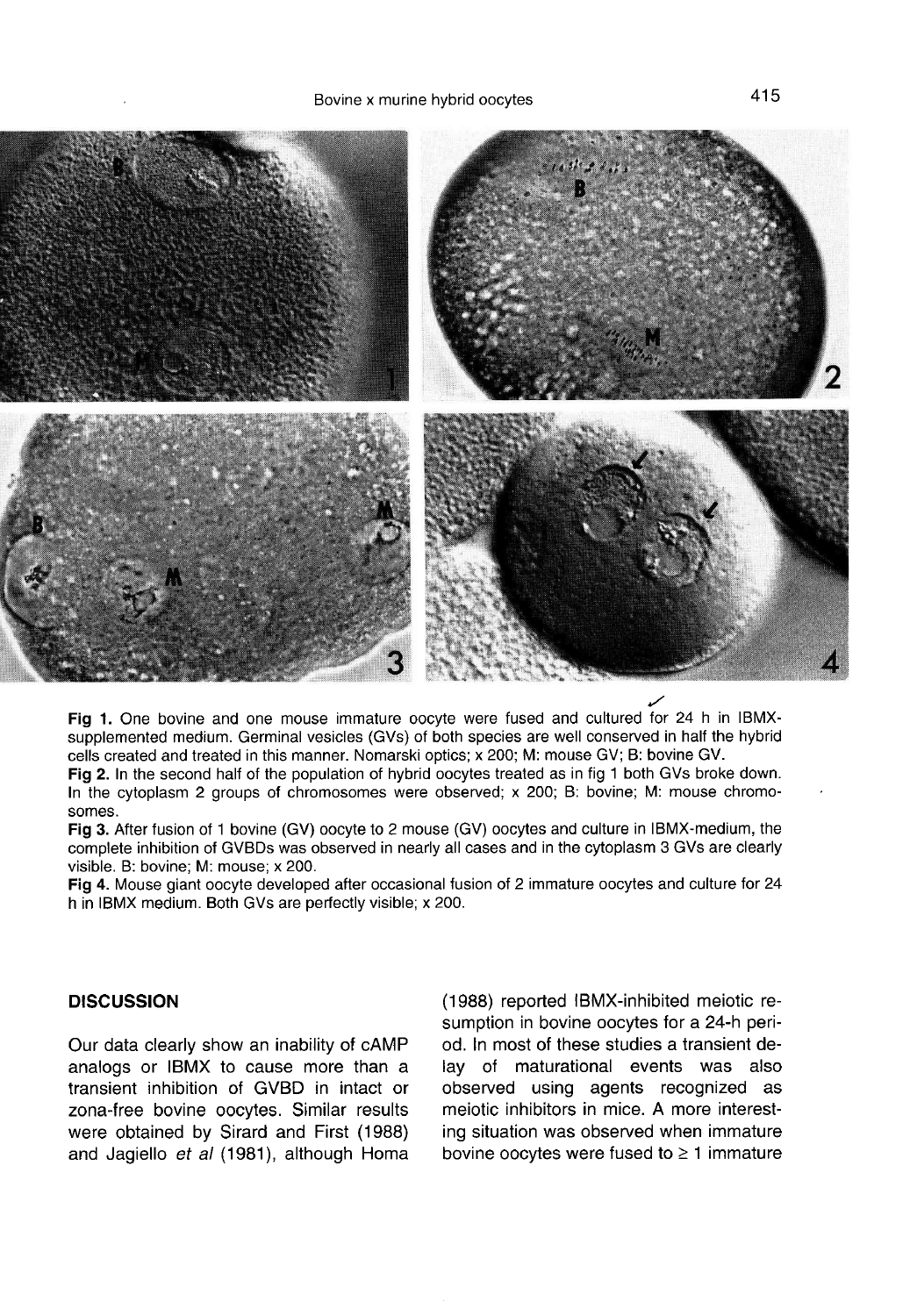**Fig 1.** One bovine and one mouse immature oocyte were fused and cultured for 24 h in IBMX-supplemented medium. Germinal vesicles (GVs) of both species are well conserved in half the hybrid cells created and treated in this manner. Nomarski optics; x 200; M: mouse GV; B: bovine GV.

**Fig 2.** In the second half of the population of hybrid oocytes treated as in fig 1 both GVs broke down. In the cytoplasm 2 groups of chromosomes were observed; x 200; B: bovine; M: mouse chromosomes.

**Fig 3.** After fusion of 1 bovine (GV) oocyte to 2 mouse (GV) oocytes and culture in IBMX-medium, the complete inhibition of GVBDs was observed in nearly all cases and in the cytoplasm 3 GVs are clearly visible. B: bovine; M: mouse; x 200.

**Fig 4.** Mouse giant oocyte developed after occasional fusion of 2 immature oocytes and culture for 24 h in IBMX medium. Both GVs are perfectly visible; x 200.

## DISCUSSION

Our data clearly show an inability of cAMP analogs or IBMX to cause more than a transient inhibition of GVBD in intact or zona-free bovine oocytes. Similar results were obtained by Sirard and First (1988) and Jagiello *et al* (1981), although Homa (1988) reported IBMX-inhibited meiotic resumption in bovine oocytes for a 24-h period. In most of these studies a transient delay of maturational events was also observed using agents recognized as meiotic inhibitors in mice. A more interesting situation was observed when immature bovine oocytes were fused to ≥ 1 immature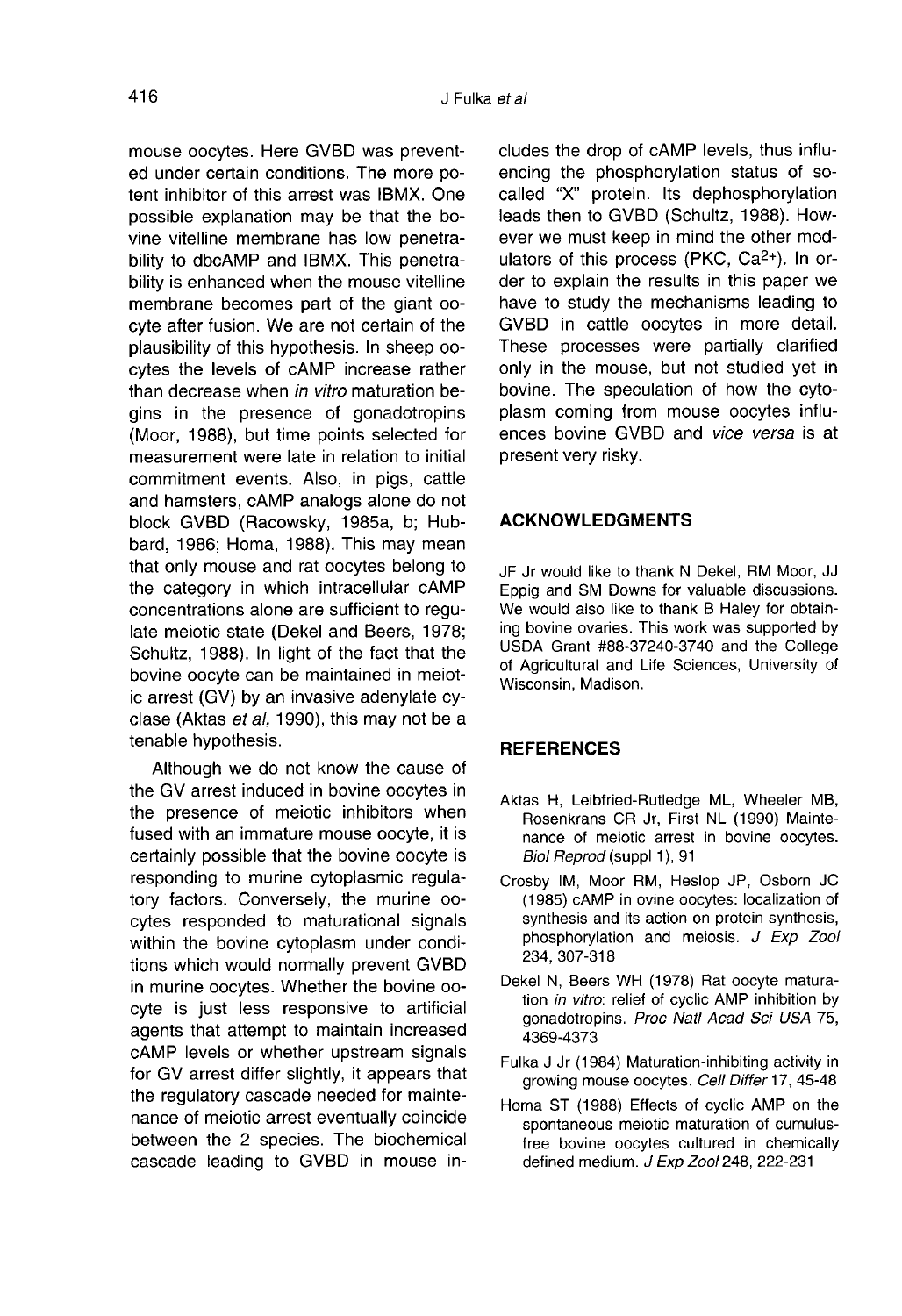mouse oocytes. Here GVBD was prevented under certain conditions. The more potent inhibitor of this arrest was IBMX. One possible explanation may be that the bovine vitelline membrane has low penetrability to dbcAMP and IBMX. This penetrability is enhanced when the mouse vitelline membrane becomes part of the giant oocyte after fusion. We are not certain of the plausibility of this hypothesis. In sheep oocytes the levels of cAMP increase rather than decrease when *in vitro* maturation begins in the presence of gonadotropins (Moor, 1988), but time points selected for measurement were late in relation to initial commitment events. Also, in pigs, cattle and hamsters, cAMP analogs alone do not block GVBD (Racowsky, 1985a, b; Hubbard, 1986; Homa, 1988). This may mean that only mouse and rat oocytes belong to the category in which intracellular cAMP concentrations alone are sufficient to regulate meiotic state (Dekel and Beers, 1978; Schultz, 1988). In light of the fact that the bovine oocyte can be maintained in meiotic arrest (GV) by an invasive adenylate cyclase (Aktas *et al*, 1990), this may not be a tenable hypothesis.

Although we do not know the cause of the GV arrest induced in bovine oocytes in the presence of meiotic inhibitors when fused with an immature mouse oocyte, it is certainly possible that the bovine oocyte is responding to murine cytoplasmic regulatory factors. Conversely, the murine oocytes responded to maturational signals within the bovine cytoplasm under conditions which would normally prevent GVBD in murine oocytes. Whether the bovine oocyte is just less responsive to artificial agents that attempt to maintain increased cAMP levels or whether upstream signals for GV arrest differ slightly, it appears that the regulatory cascade needed for maintenance of meiotic arrest eventually coincide between the 2 species. The biochemical cascade leading to GVBD in mouse includes the drop of cAMP levels, thus influencing the phosphorylation status of so-called "X" protein. Its dephosphorylation leads then to GVBD (Schultz, 1988). However we must keep in mind the other modulators of this process (PKC, $Ca^{2+}$). In order to explain the results in this paper we have to study the mechanisms leading to GVBD in cattle oocytes in more detail. These processes were partially clarified only in the mouse, but not studied yet in bovine. The speculation of how the cytoplasm coming from mouse oocytes influences bovine GVBD and *vice versa* is at present very risky.

## ACKNOWLEDGMENTS

JF Jr would like to thank N Dekel, RM Moor, JJ Eppig and SM Downs for valuable discussions. We would also like to thank B Haley for obtaining bovine ovaries. This work was supported by USDA Grant #88-37240-3740 and the College of Agricultural and Life Sciences, University of Wisconsin, Madison.

## REFERENCES

Aktas H, Leibfried-Rutledge ML, Wheeler MB, Rosenkrans CR Jr, First NL (1990) Maintenance of meiotic arrest in bovine oocytes. *Biol Reprod* (suppl 1), 91

Crosby IM, Moor RM, Heslop JP, Osborn JC (1985) cAMP in ovine oocytes: localization of synthesis and its action on protein synthesis, phosphorylation and meiosis. *J Exp Zool* 234, 307-318

Dekel N, Beers WH (1978) Rat oocyte maturation *in vitro*: relief of cyclic AMP inhibition by gonadotropins. *Proc Natl Acad Sci USA* 75, 4369-4373

Fulka J Jr (1984) Maturation-inhibiting activity in growing mouse oocytes. *Cell Differ* 17, 45-48

Homa ST (1988) Effects of cyclic AMP on the spontaneous meiotic maturation of cumulus-free bovine oocytes cultured in chemically defined medium. *J Exp Zool* 248, 222-231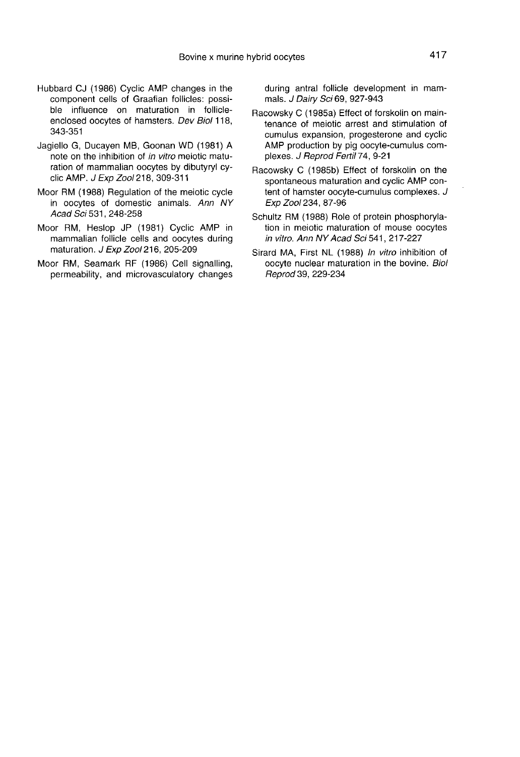Hubbard CJ (1986) Cyclic AMP changes in the component cells of Graafian follicles: possible influence on maturation in follicle-enclosed oocytes of hamsters. *Dev Biol* 118, 343-351

Jagiello G, Ducayen MB, Goonan WD (1981) A note on the inhibition of *in vitro* meiotic maturation of mammalian oocytes by dibutyryl cyclic AMP. *J Exp Zool* 218, 309-311

Moor RM (1988) Regulation of the meiotic cycle in oocytes of domestic animals. *Ann NY Acad Sci* 531, 248-258

Moor RM, Heslop JP (1981) Cyclic AMP in mammalian follicle cells and oocytes during maturation. *J Exp Zool* 216, 205-209

Moor RM, Seamark RF (1986) Cell signalling, permeability, and microvasculatory changes during antral follicle development in mammals. *J Dairy Sci* 69, 927-943

Racowsky C (1985a) Effect of forskolin on maintenance of meiotic arrest and stimulation of cumulus expansion, progesterone and cyclic AMP production by pig oocyte-cumulus complexes. *J Reprod Fertil* 74, 9-21

Racowsky C (1985b) Effect of forskolin on the spontaneous maturation and cyclic AMP content of hamster oocyte-cumulus complexes. *J Exp Zool* 234, 87-96

Schultz RM (1988) Role of protein phosphorylation in meiotic maturation of mouse oocytes *in vitro*. *Ann NY Acad Sci* 541, 217-227

Sirard MA, First NL (1988) *In vitro* inhibition of oocyte nuclear maturation in the bovine. *Biol Reprod* 39, 229-234